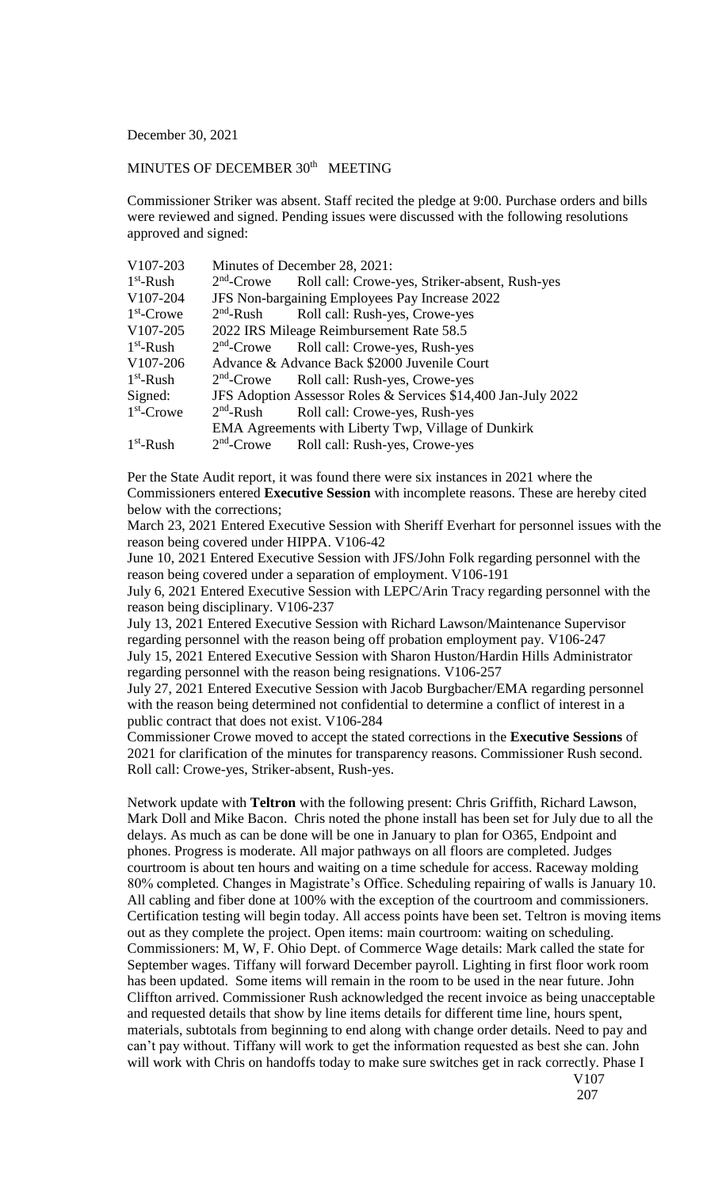December 30, 2021

MINUTES OF DECEMBER 30th MEETING

Commissioner Striker was absent. Staff recited the pledge at 9:00. Purchase orders and bills were reviewed and signed. Pending issues were discussed with the following resolutions approved and signed:

| | | |
|---|---|---|
| V107-203 | Minutes of December 28, 2021: | |
| 1st-Rush | 2nd-Crowe | Roll call: Crowe-yes, Striker-absent, Rush-yes |
| V107-204 | JFS Non-bargaining Employees Pay Increase 2022 | |
| 1st-Crowe | 2nd-Rush | Roll call: Rush-yes, Crowe-yes |
| V107-205 | 2022 IRS Mileage Reimbursement Rate 58.5 | |
| 1st-Rush | 2nd-Crowe | Roll call: Crowe-yes, Rush-yes |
| V107-206 | Advance & Advance Back $2000 Juvenile Court | |
| 1st-Rush | 2nd-Crowe | Roll call: Rush-yes, Crowe-yes |
| Signed: | JFS Adoption Assessor Roles & Services $14,400 Jan-July 2022 | |
| 1st-Crowe | 2nd-Rush | Roll call: Crowe-yes, Rush-yes |
| | EMA Agreements with Liberty Twp, Village of Dunkirk | |
| 1st-Rush | 2nd-Crowe | Roll call: Rush-yes, Crowe-yes |

Per the State Audit report, it was found there were six instances in 2021 where the Commissioners entered **Executive Session** with incomplete reasons. These are hereby cited below with the corrections;

March 23, 2021 Entered Executive Session with Sheriff Everhart for personnel issues with the reason being covered under HIPPA. V106-42

June 10, 2021 Entered Executive Session with JFS/John Folk regarding personnel with the reason being covered under a separation of employment. V106-191

July 6, 2021 Entered Executive Session with LEPC/Arin Tracy regarding personnel with the reason being disciplinary. V106-237

July 13, 2021 Entered Executive Session with Richard Lawson/Maintenance Supervisor regarding personnel with the reason being off probation employment pay. V106-247

July 15, 2021 Entered Executive Session with Sharon Huston/Hardin Hills Administrator regarding personnel with the reason being resignations. V106-257

July 27, 2021 Entered Executive Session with Jacob Burgbacher/EMA regarding personnel with the reason being determined not confidential to determine a conflict of interest in a public contract that does not exist. V106-284

Commissioner Crowe moved to accept the stated corrections in the **Executive Sessions** of 2021 for clarification of the minutes for transparency reasons. Commissioner Rush second. Roll call: Crowe-yes, Striker-absent, Rush-yes.

Network update with **Teltron** with the following present: Chris Griffith, Richard Lawson, Mark Doll and Mike Bacon. Chris noted the phone install has been set for July due to all the delays. As much as can be done will be one in January to plan for O365, Endpoint and phones. Progress is moderate. All major pathways on all floors are completed. Judges courtroom is about ten hours and waiting on a time schedule for access. Raceway molding 80% completed. Changes in Magistrate's Office. Scheduling repairing of walls is January 10. All cabling and fiber done at 100% with the exception of the courtroom and commissioners. Certification testing will begin today. All access points have been set. Teltron is moving items out as they complete the project. Open items: main courtroom: waiting on scheduling. Commissioners: M, W, F. Ohio Dept. of Commerce Wage details: Mark called the state for September wages. Tiffany will forward December payroll. Lighting in first floor work room has been updated. Some items will remain in the room to be used in the near future. John Cliffton arrived. Commissioner Rush acknowledged the recent invoice as being unacceptable and requested details that show by line items details for different time line, hours spent, materials, subtotals from beginning to end along with change order details. Need to pay and can't pay without. Tiffany will work to get the information requested as best she can. John will work with Chris on handoffs today to make sure switches get in rack correctly. Phase I

V107
207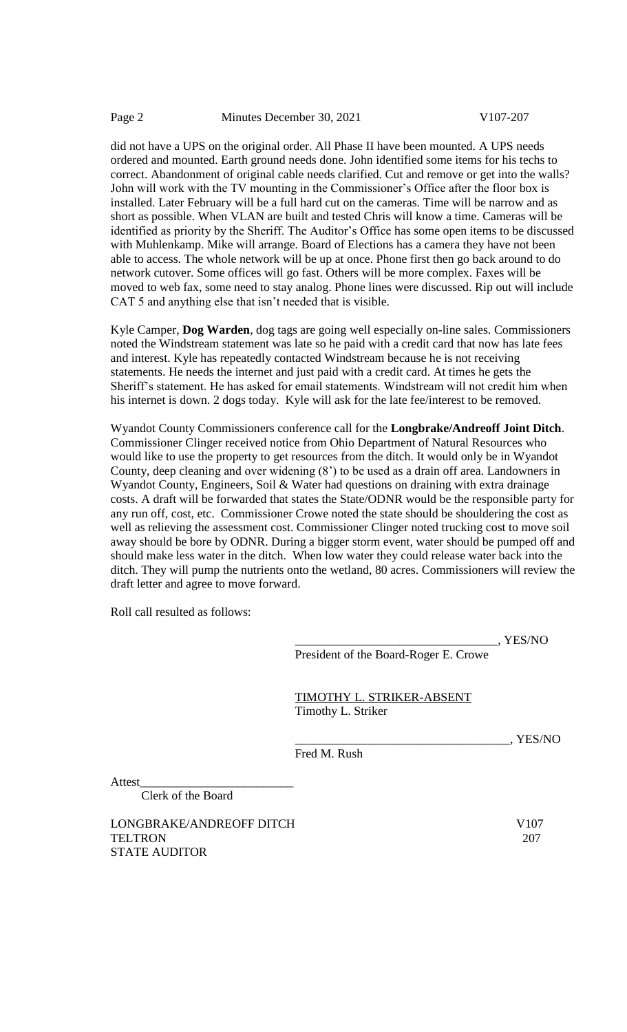did not have a UPS on the original order. All Phase II have been mounted. A UPS needs ordered and mounted. Earth ground needs done. John identified some items for his techs to correct. Abandonment of original cable needs clarified. Cut and remove or get into the walls? John will work with the TV mounting in the Commissioner's Office after the floor box is installed. Later February will be a full hard cut on the cameras. Time will be narrow and as short as possible. When VLAN are built and tested Chris will know a time. Cameras will be identified as priority by the Sheriff. The Auditor's Office has some open items to be discussed with Muhlenkamp. Mike will arrange. Board of Elections has a camera they have not been able to access. The whole network will be up at once. Phone first then go back around to do network cutover. Some offices will go fast. Others will be more complex. Faxes will be moved to web fax, some need to stay analog. Phone lines were discussed. Rip out will include CAT 5 and anything else that isn't needed that is visible.

Kyle Camper, **Dog Warden**, dog tags are going well especially on-line sales. Commissioners noted the Windstream statement was late so he paid with a credit card that now has late fees and interest. Kyle has repeatedly contacted Windstream because he is not receiving statements. He needs the internet and just paid with a credit card. At times he gets the Sheriff's statement. He has asked for email statements. Windstream will not credit him when his internet is down. 2 dogs today. Kyle will ask for the late fee/interest to be removed.

Wyandot County Commissioners conference call for the **Longbrake/Andreoff Joint Ditch**. Commissioner Clinger received notice from Ohio Department of Natural Resources who would like to use the property to get resources from the ditch. It would only be in Wyandot County, deep cleaning and over widening (8') to be used as a drain off area. Landowners in Wyandot County, Engineers, Soil & Water had questions on draining with extra drainage costs. A draft will be forwarded that states the State/ODNR would be the responsible party for any run off, cost, etc. Commissioner Crowe noted the state should be shouldering the cost as well as relieving the assessment cost. Commissioner Clinger noted trucking cost to move soil away should be bore by ODNR. During a bigger storm event, water should be pumped off and should make less water in the ditch. When low water they could release water back into the ditch. They will pump the nutrients onto the wetland, 80 acres. Commissioners will review the draft letter and agree to move forward.

Roll call resulted as follows:

________________________________, YES/NO
President of the Board-Roger E. Crowe

TIMOTHY L. STRIKER-ABSENT
Timothy L. Striker

________________________________, YES/NO
Fred M. Rush

Attest________________________
Clerk of the Board

LONGBRAKE/ANDREOFF DITCH
TELTRON
STATE AUDITOR

V107
207